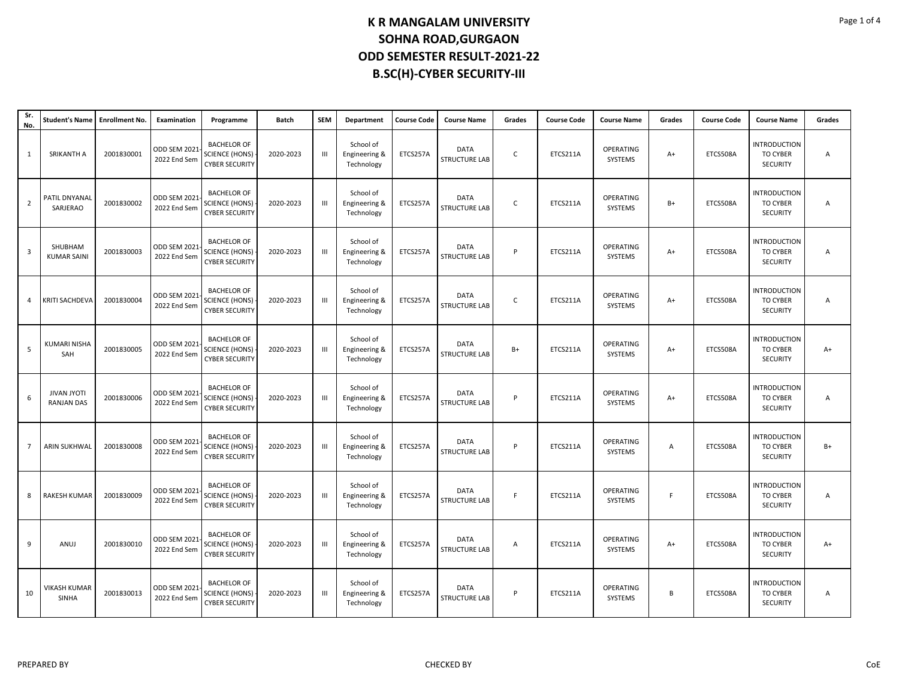# K R MANGALAM UNIVERSITY
## SOHNA ROAD,GURGAON
## ODD SEMESTER RESULT-2021-22
## B.SC(H)-CYBER SECURITY-III

| Sr. No. | Student's Name | Enrollment No. | Examination | Programme | Batch | SEM | Department | Course Code | Course Name | Grades | Course Code | Course Name | Grades | Course Code | Course Name | Grades |
|---|---|---|---|---|---|---|---|---|---|---|---|---|---|---|---|---|
| 1 | SRIKANTH A | 2001830001 | ODD SEM 2021-2022 End Sem | BACHELOR OF SCIENCE (HONS) - CYBER SECURITY | 2020-2023 | III | School of Engineering & Technology | ETCS257A | DATA STRUCTURE LAB | C | ETCS211A | OPERATING SYSTEMS | A+ | ETCS508A | INTRODUCTION TO CYBER SECURITY | A |
| 2 | PATIL DNYANAL SARJERAO | 2001830002 | ODD SEM 2021-2022 End Sem | BACHELOR OF SCIENCE (HONS) - CYBER SECURITY | 2020-2023 | III | School of Engineering & Technology | ETCS257A | DATA STRUCTURE LAB | C | ETCS211A | OPERATING SYSTEMS | B+ | ETCS508A | INTRODUCTION TO CYBER SECURITY | A |
| 3 | SHUBHAM KUMAR SAINI | 2001830003 | ODD SEM 2021-2022 End Sem | BACHELOR OF SCIENCE (HONS) - CYBER SECURITY | 2020-2023 | III | School of Engineering & Technology | ETCS257A | DATA STRUCTURE LAB | P | ETCS211A | OPERATING SYSTEMS | A+ | ETCS508A | INTRODUCTION TO CYBER SECURITY | A |
| 4 | KRITI SACHDEVA | 2001830004 | ODD SEM 2021-2022 End Sem | BACHELOR OF SCIENCE (HONS) - CYBER SECURITY | 2020-2023 | III | School of Engineering & Technology | ETCS257A | DATA STRUCTURE LAB | C | ETCS211A | OPERATING SYSTEMS | A+ | ETCS508A | INTRODUCTION TO CYBER SECURITY | A |
| 5 | KUMARI NISHA SAH | 2001830005 | ODD SEM 2021-2022 End Sem | BACHELOR OF SCIENCE (HONS) - CYBER SECURITY | 2020-2023 | III | School of Engineering & Technology | ETCS257A | DATA STRUCTURE LAB | B+ | ETCS211A | OPERATING SYSTEMS | A+ | ETCS508A | INTRODUCTION TO CYBER SECURITY | A+ |
| 6 | JIVAN JYOTI RANJAN DAS | 2001830006 | ODD SEM 2021-2022 End Sem | BACHELOR OF SCIENCE (HONS) - CYBER SECURITY | 2020-2023 | III | School of Engineering & Technology | ETCS257A | DATA STRUCTURE LAB | P | ETCS211A | OPERATING SYSTEMS | A+ | ETCS508A | INTRODUCTION TO CYBER SECURITY | A |
| 7 | ARIN SUKHWAL | 2001830008 | ODD SEM 2021-2022 End Sem | BACHELOR OF SCIENCE (HONS) - CYBER SECURITY | 2020-2023 | III | School of Engineering & Technology | ETCS257A | DATA STRUCTURE LAB | P | ETCS211A | OPERATING SYSTEMS | A | ETCS508A | INTRODUCTION TO CYBER SECURITY | B+ |
| 8 | RAKESH KUMAR | 2001830009 | ODD SEM 2021-2022 End Sem | BACHELOR OF SCIENCE (HONS) - CYBER SECURITY | 2020-2023 | III | School of Engineering & Technology | ETCS257A | DATA STRUCTURE LAB | F | ETCS211A | OPERATING SYSTEMS | F | ETCS508A | INTRODUCTION TO CYBER SECURITY | A |
| 9 | ANUJ | 2001830010 | ODD SEM 2021-2022 End Sem | BACHELOR OF SCIENCE (HONS) - CYBER SECURITY | 2020-2023 | III | School of Engineering & Technology | ETCS257A | DATA STRUCTURE LAB | A | ETCS211A | OPERATING SYSTEMS | A+ | ETCS508A | INTRODUCTION TO CYBER SECURITY | A+ |
| 10 | VIKASH KUMAR SINHA | 2001830013 | ODD SEM 2021-2022 End Sem | BACHELOR OF SCIENCE (HONS) - CYBER SECURITY | 2020-2023 | III | School of Engineering & Technology | ETCS257A | DATA STRUCTURE LAB | P | ETCS211A | OPERATING SYSTEMS | B | ETCS508A | INTRODUCTION TO CYBER SECURITY | A |

PREPARED BY CHECKED BY CoE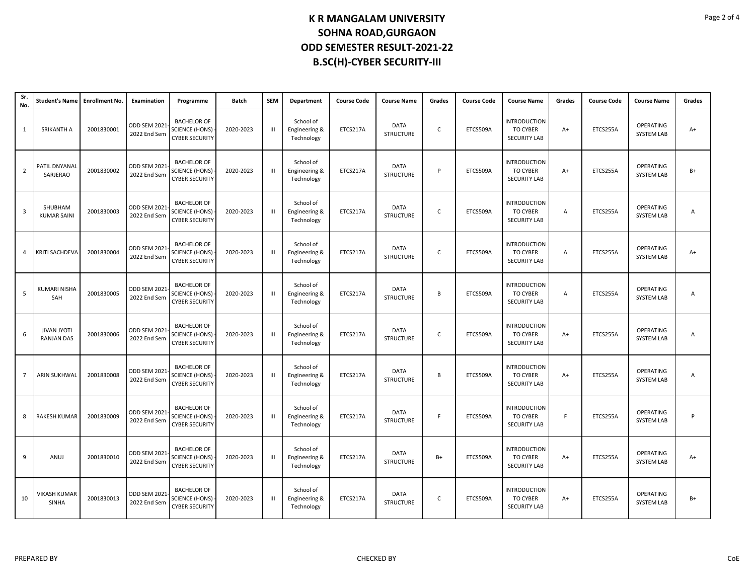# K R MANGALAM UNIVERSITY
# SOHNA ROAD,GURGAON
# ODD SEMESTER RESULT-2021-22
# B.SC(H)-CYBER SECURITY-III

| Sr. No. | Student's Name | Enrollment No. | Examination | Programme | Batch | SEM | Department | Course Code | Course Name | Grades | Course Code | Course Name | Grades | Course Code | Course Name | Grades |
|---|---|---|---|---|---|---|---|---|---|---|---|---|---|---|---|---|
| 1 | SRIKANTH A | 2001830001 | ODD SEM 2021-2022 End Sem | BACHELOR OF SCIENCE (HONS) - CYBER SECURITY | 2020-2023 | III | School of Engineering & Technology | ETCS217A | DATA STRUCTURE | C | ETCS509A | INTRODUCTION TO CYBER SECURITY LAB | A+ | ETCS255A | OPERATING SYSTEM LAB | A+ |
| 2 | PATIL DNYANAL SARJERAO | 2001830002 | ODD SEM 2021-2022 End Sem | BACHELOR OF SCIENCE (HONS) - CYBER SECURITY | 2020-2023 | III | School of Engineering & Technology | ETCS217A | DATA STRUCTURE | P | ETCS509A | INTRODUCTION TO CYBER SECURITY LAB | A+ | ETCS255A | OPERATING SYSTEM LAB | B+ |
| 3 | SHUBHAM KUMAR SAINI | 2001830003 | ODD SEM 2021-2022 End Sem | BACHELOR OF SCIENCE (HONS) - CYBER SECURITY | 2020-2023 | III | School of Engineering & Technology | ETCS217A | DATA STRUCTURE | C | ETCS509A | INTRODUCTION TO CYBER SECURITY LAB | A | ETCS255A | OPERATING SYSTEM LAB | A |
| 4 | KRITI SACHDEVA | 2001830004 | ODD SEM 2021-2022 End Sem | BACHELOR OF SCIENCE (HONS) - CYBER SECURITY | 2020-2023 | III | School of Engineering & Technology | ETCS217A | DATA STRUCTURE | C | ETCS509A | INTRODUCTION TO CYBER SECURITY LAB | A | ETCS255A | OPERATING SYSTEM LAB | A+ |
| 5 | KUMARI NISHA SAH | 2001830005 | ODD SEM 2021-2022 End Sem | BACHELOR OF SCIENCE (HONS) - CYBER SECURITY | 2020-2023 | III | School of Engineering & Technology | ETCS217A | DATA STRUCTURE | B | ETCS509A | INTRODUCTION TO CYBER SECURITY LAB | A | ETCS255A | OPERATING SYSTEM LAB | A |
| 6 | JIVAN JYOTI RANJAN DAS | 2001830006 | ODD SEM 2021-2022 End Sem | BACHELOR OF SCIENCE (HONS) - CYBER SECURITY | 2020-2023 | III | School of Engineering & Technology | ETCS217A | DATA STRUCTURE | C | ETCS509A | INTRODUCTION TO CYBER SECURITY LAB | A+ | ETCS255A | OPERATING SYSTEM LAB | A |
| 7 | ARIN SUKHWAL | 2001830008 | ODD SEM 2021-2022 End Sem | BACHELOR OF SCIENCE (HONS) - CYBER SECURITY | 2020-2023 | III | School of Engineering & Technology | ETCS217A | DATA STRUCTURE | B | ETCS509A | INTRODUCTION TO CYBER SECURITY LAB | A+ | ETCS255A | OPERATING SYSTEM LAB | A |
| 8 | RAKESH KUMAR | 2001830009 | ODD SEM 2021-2022 End Sem | BACHELOR OF SCIENCE (HONS) - CYBER SECURITY | 2020-2023 | III | School of Engineering & Technology | ETCS217A | DATA STRUCTURE | F | ETCS509A | INTRODUCTION TO CYBER SECURITY LAB | F | ETCS255A | OPERATING SYSTEM LAB | P |
| 9 | ANUJ | 2001830010 | ODD SEM 2021-2022 End Sem | BACHELOR OF SCIENCE (HONS) - CYBER SECURITY | 2020-2023 | III | School of Engineering & Technology | ETCS217A | DATA STRUCTURE | B+ | ETCS509A | INTRODUCTION TO CYBER SECURITY LAB | A+ | ETCS255A | OPERATING SYSTEM LAB | A+ |
| 10 | VIKASH KUMAR SINHA | 2001830013 | ODD SEM 2021-2022 End Sem | BACHELOR OF SCIENCE (HONS) - CYBER SECURITY | 2020-2023 | III | School of Engineering & Technology | ETCS217A | DATA STRUCTURE | C | ETCS509A | INTRODUCTION TO CYBER SECURITY LAB | A+ | ETCS255A | OPERATING SYSTEM LAB | B+ |

PREPARED BY | CHECKED BY | CoE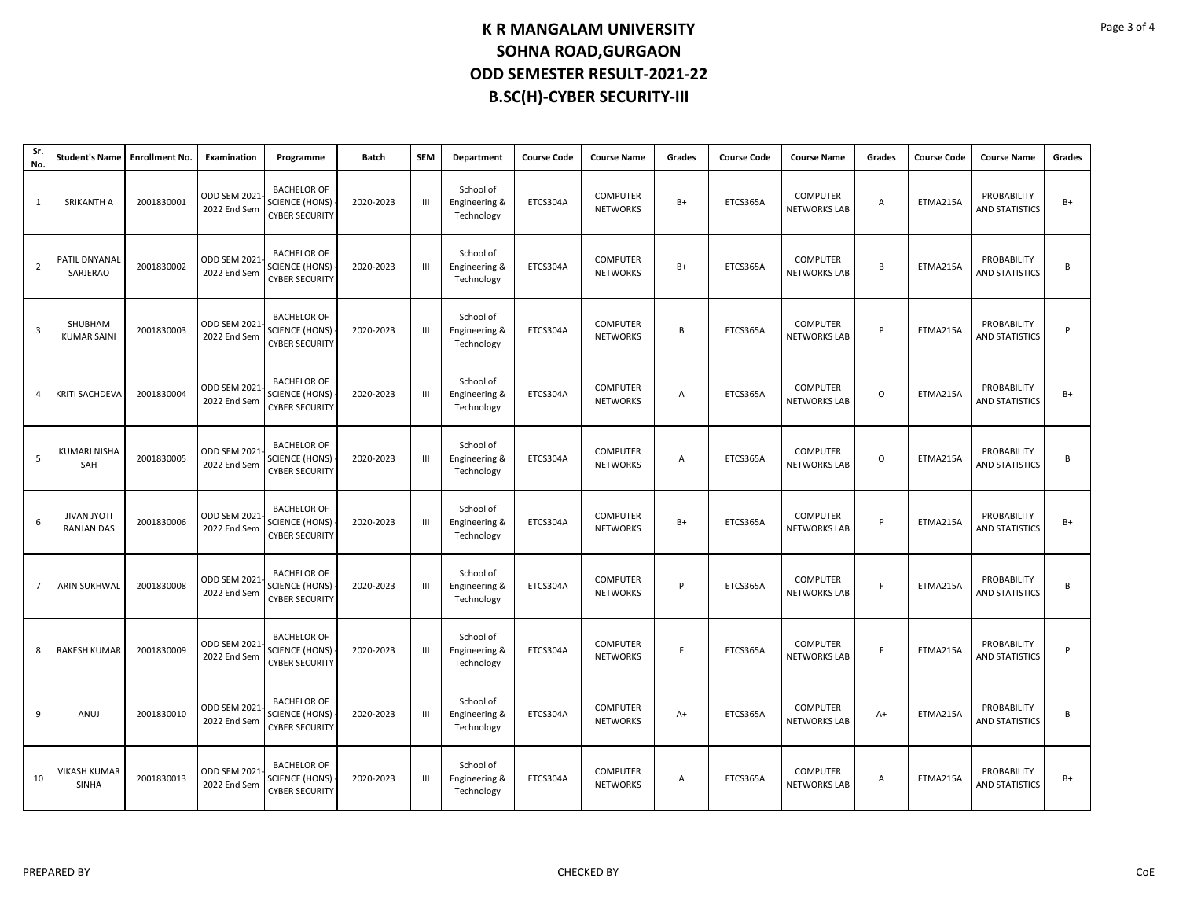# K R MANGALAM UNIVERSITY
# SOHNA ROAD,GURGAON
# ODD SEMESTER RESULT-2021-22
# B.SC(H)-CYBER SECURITY-III

| Sr. No. | Student's Name | Enrollment No. | Examination | Programme | Batch | SEM | Department | Course Code | Course Name | Grades | Course Code | Course Name | Grades | Course Code | Course Name | Grades |
|---|---|---|---|---|---|---|---|---|---|---|---|---|---|---|---|---|
| 1 | SRIKANTH A | 2001830001 | ODD SEM 2021-2022 End Sem | BACHELOR OF SCIENCE (HONS) - CYBER SECURITY | 2020-2023 | III | School of Engineering & Technology | ETCS304A | COMPUTER NETWORKS | B+ | ETCS365A | COMPUTER NETWORKS LAB | A | ETMA215A | PROBABILITY AND STATISTICS | B+ |
| 2 | PATIL DNYANAL SARJERAO | 2001830002 | ODD SEM 2021-2022 End Sem | BACHELOR OF SCIENCE (HONS) - CYBER SECURITY | 2020-2023 | III | School of Engineering & Technology | ETCS304A | COMPUTER NETWORKS | B+ | ETCS365A | COMPUTER NETWORKS LAB | B | ETMA215A | PROBABILITY AND STATISTICS | B |
| 3 | SHUBHAM KUMAR SAINI | 2001830003 | ODD SEM 2021-2022 End Sem | BACHELOR OF SCIENCE (HONS) - CYBER SECURITY | 2020-2023 | III | School of Engineering & Technology | ETCS304A | COMPUTER NETWORKS | B | ETCS365A | COMPUTER NETWORKS LAB | P | ETMA215A | PROBABILITY AND STATISTICS | P |
| 4 | KRITI SACHDEVA | 2001830004 | ODD SEM 2021-2022 End Sem | BACHELOR OF SCIENCE (HONS) - CYBER SECURITY | 2020-2023 | III | School of Engineering & Technology | ETCS304A | COMPUTER NETWORKS | A | ETCS365A | COMPUTER NETWORKS LAB | O | ETMA215A | PROBABILITY AND STATISTICS | B+ |
| 5 | KUMARI NISHA SAH | 2001830005 | ODD SEM 2021-2022 End Sem | BACHELOR OF SCIENCE (HONS) - CYBER SECURITY | 2020-2023 | III | School of Engineering & Technology | ETCS304A | COMPUTER NETWORKS | A | ETCS365A | COMPUTER NETWORKS LAB | O | ETMA215A | PROBABILITY AND STATISTICS | B |
| 6 | JIVAN JYOTI RANJAN DAS | 2001830006 | ODD SEM 2021-2022 End Sem | BACHELOR OF SCIENCE (HONS) - CYBER SECURITY | 2020-2023 | III | School of Engineering & Technology | ETCS304A | COMPUTER NETWORKS | B+ | ETCS365A | COMPUTER NETWORKS LAB | P | ETMA215A | PROBABILITY AND STATISTICS | B+ |
| 7 | ARIN SUKHWAL | 2001830008 | ODD SEM 2021-2022 End Sem | BACHELOR OF SCIENCE (HONS) - CYBER SECURITY | 2020-2023 | III | School of Engineering & Technology | ETCS304A | COMPUTER NETWORKS | P | ETCS365A | COMPUTER NETWORKS LAB | F | ETMA215A | PROBABILITY AND STATISTICS | B |
| 8 | RAKESH KUMAR | 2001830009 | ODD SEM 2021-2022 End Sem | BACHELOR OF SCIENCE (HONS) - CYBER SECURITY | 2020-2023 | III | School of Engineering & Technology | ETCS304A | COMPUTER NETWORKS | F | ETCS365A | COMPUTER NETWORKS LAB | F | ETMA215A | PROBABILITY AND STATISTICS | P |
| 9 | ANUJ | 2001830010 | ODD SEM 2021-2022 End Sem | BACHELOR OF SCIENCE (HONS) - CYBER SECURITY | 2020-2023 | III | School of Engineering & Technology | ETCS304A | COMPUTER NETWORKS | A+ | ETCS365A | COMPUTER NETWORKS LAB | A+ | ETMA215A | PROBABILITY AND STATISTICS | B |
| 10 | VIKASH KUMAR SINHA | 2001830013 | ODD SEM 2021-2022 End Sem | BACHELOR OF SCIENCE (HONS) - CYBER SECURITY | 2020-2023 | III | School of Engineering & Technology | ETCS304A | COMPUTER NETWORKS | A | ETCS365A | COMPUTER NETWORKS LAB | A | ETMA215A | PROBABILITY AND STATISTICS | B+ |

PREPARED BY CHECKED BY CoE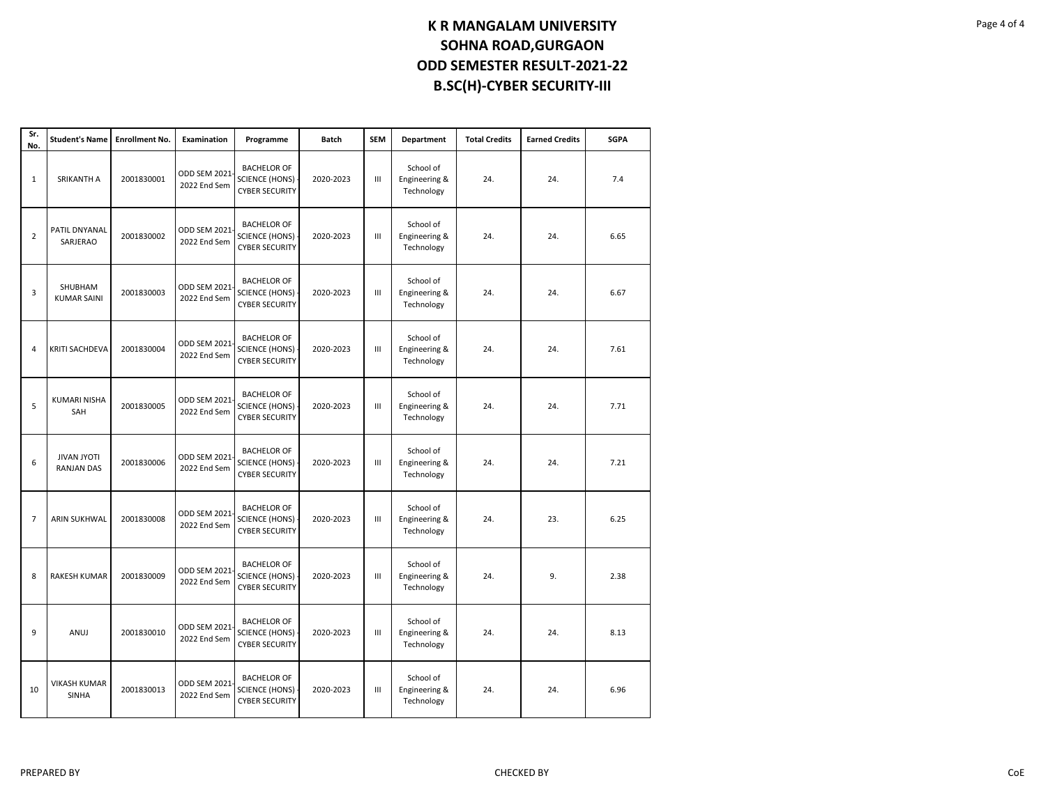# K R MANGALAM UNIVERSITY
# SOHNA ROAD,GURGAON
# ODD SEMESTER RESULT-2021-22
# B.SC(H)-CYBER SECURITY-III

| Sr. No. | Student's Name | Enrollment No. | Examination | Programme | Batch | SEM | Department | Total Credits | Earned Credits | SGPA |
|---|---|---|---|---|---|---|---|---|---|---|
| 1 | SRIKANTH A | 2001830001 | ODD SEM 2021-2022 End Sem | BACHELOR OF SCIENCE (HONS) - CYBER SECURITY | 2020-2023 | III | School of Engineering & Technology | 24. | 24. | 7.4 |
| 2 | PATIL DNYANAL SARJERAO | 2001830002 | ODD SEM 2021-2022 End Sem | BACHELOR OF SCIENCE (HONS) - CYBER SECURITY | 2020-2023 | III | School of Engineering & Technology | 24. | 24. | 6.65 |
| 3 | SHUBHAM KUMAR SAINI | 2001830003 | ODD SEM 2021-2022 End Sem | BACHELOR OF SCIENCE (HONS) - CYBER SECURITY | 2020-2023 | III | School of Engineering & Technology | 24. | 24. | 6.67 |
| 4 | KRITI SACHDEVA | 2001830004 | ODD SEM 2021-2022 End Sem | BACHELOR OF SCIENCE (HONS) - CYBER SECURITY | 2020-2023 | III | School of Engineering & Technology | 24. | 24. | 7.61 |
| 5 | KUMARI NISHA SAH | 2001830005 | ODD SEM 2021-2022 End Sem | BACHELOR OF SCIENCE (HONS) - CYBER SECURITY | 2020-2023 | III | School of Engineering & Technology | 24. | 24. | 7.71 |
| 6 | JIVAN JYOTI RANJAN DAS | 2001830006 | ODD SEM 2021-2022 End Sem | BACHELOR OF SCIENCE (HONS) - CYBER SECURITY | 2020-2023 | III | School of Engineering & Technology | 24. | 24. | 7.21 |
| 7 | ARIN SUKHWAL | 2001830008 | ODD SEM 2021-2022 End Sem | BACHELOR OF SCIENCE (HONS) - CYBER SECURITY | 2020-2023 | III | School of Engineering & Technology | 24. | 23. | 6.25 |
| 8 | RAKESH KUMAR | 2001830009 | ODD SEM 2021-2022 End Sem | BACHELOR OF SCIENCE (HONS) - CYBER SECURITY | 2020-2023 | III | School of Engineering & Technology | 24. | 9. | 2.38 |
| 9 | ANUJ | 2001830010 | ODD SEM 2021-2022 End Sem | BACHELOR OF SCIENCE (HONS) - CYBER SECURITY | 2020-2023 | III | School of Engineering & Technology | 24. | 24. | 8.13 |
| 10 | VIKASH KUMAR SINHA | 2001830013 | ODD SEM 2021-2022 End Sem | BACHELOR OF SCIENCE (HONS) - CYBER SECURITY | 2020-2023 | III | School of Engineering & Technology | 24. | 24. | 6.96 |

PREPARED BY CHECKED BY CoE